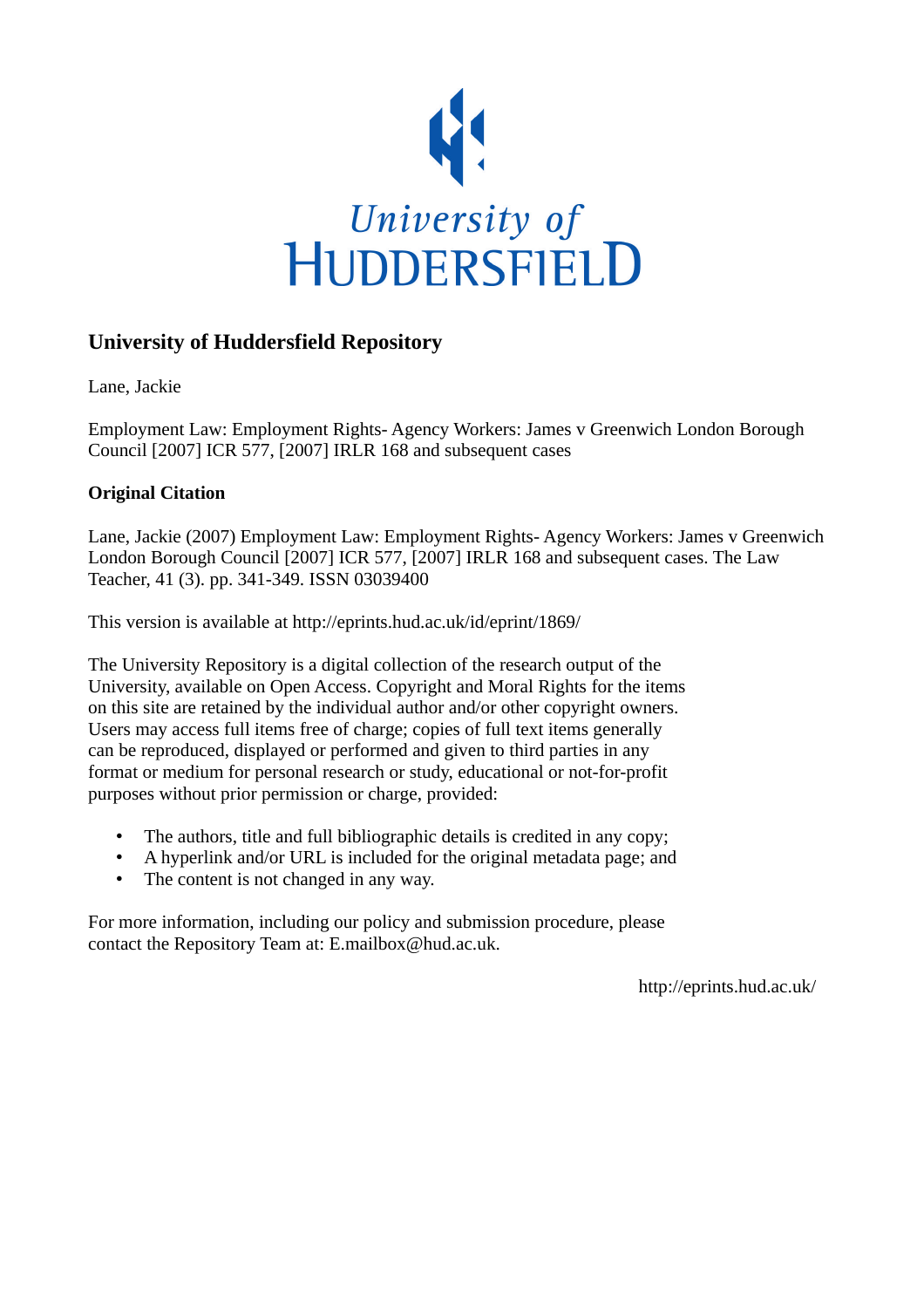University of Huddersfield

# University of Huddersfield Repository

Lane, Jackie

Employment Law: Employment Rights- Agency Workers: James v Greenwich London Borough Council [2007] ICR 577, [2007] IRLR 168 and subsequent cases

### Original Citation

Lane, Jackie (2007) Employment Law: Employment Rights- Agency Workers: James v Greenwich London Borough Council [2007] ICR 577, [2007] IRLR 168 and subsequent cases. The Law Teacher, 41 (3). pp. 341-349. ISSN 03039400

This version is available at http://eprints.hud.ac.uk/id/eprint/1869/

The University Repository is a digital collection of the research output of the University, available on Open Access. Copyright and Moral Rights for the items on this site are retained by the individual author and/or other copyright owners. Users may access full items free of charge; copies of full text items generally can be reproduced, displayed or performed and given to third parties in any format or medium for personal research or study, educational or not-for-profit purposes without prior permission or charge, provided:

- The authors, title and full bibliographic details is credited in any copy;
- A hyperlink and/or URL is included for the original metadata page; and
- The content is not changed in any way.

For more information, including our policy and submission procedure, please contact the Repository Team at: E.mailbox@hud.ac.uk.

http://eprints.hud.ac.uk/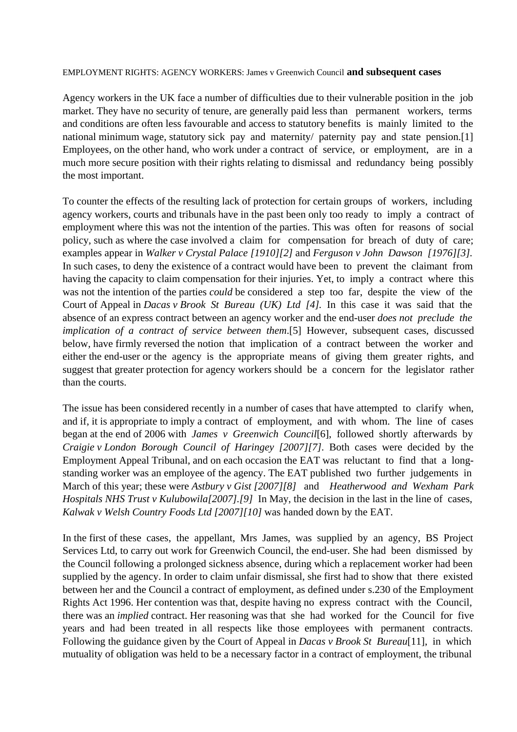EMPLOYMENT RIGHTS: AGENCY WORKERS: James v Greenwich Council **and subsequent cases**

Agency workers in the UK face a number of difficulties due to their vulnerable position in the job market. They have no security of tenure, are generally paid less than permanent workers, terms and conditions are often less favourable and access to statutory benefits is mainly limited to the national minimum wage, statutory sick pay and maternity/ paternity pay and state pension.[1] Employees, on the other hand, who work under a contract of service, or employment, are in a much more secure position with their rights relating to dismissal and redundancy being possibly the most important.

To counter the effects of the resulting lack of protection for certain groups of workers, including agency workers, courts and tribunals have in the past been only too ready to imply a contract of employment where this was not the intention of the parties. This was often for reasons of social policy, such as where the case involved a claim for compensation for breach of duty of care; examples appear in *Walker v Crystal Palace [1910][2]* and *Ferguson v John Dawson [1976][3]*. In such cases, to deny the existence of a contract would have been to prevent the claimant from having the capacity to claim compensation for their injuries. Yet, to imply a contract where this was not the intention of the parties *could* be considered a step too far, despite the view of the Court of Appeal in *Dacas v Brook St Bureau (UK) Ltd [4]*. In this case it was said that the absence of an express contract between an agency worker and the end-user *does not preclude the implication of a contract of service between them*.[5] However, subsequent cases, discussed below, have firmly reversed the notion that implication of a contract between the worker and either the end-user or the agency is the appropriate means of giving them greater rights, and suggest that greater protection for agency workers should be a concern for the legislator rather than the courts.

The issue has been considered recently in a number of cases that have attempted to clarify when, and if, it is appropriate to imply a contract of employment, and with whom. The line of cases began at the end of 2006 with *James v Greenwich Council*[6], followed shortly afterwards by *Craigie v London Borough Council of Haringey [2007][7]*. Both cases were decided by the Employment Appeal Tribunal, and on each occasion the EAT was reluctant to find that a long-standing worker was an employee of the agency. The EAT published two further judgements in March of this year; these were *Astbury v Gist [2007][8]* and *Heatherwood and Wexham Park Hospitals NHS Trust v Kulubowila[2007].[9]* In May, the decision in the last in the line of cases, *Kalwak v Welsh Country Foods Ltd [2007][10]* was handed down by the EAT.

In the first of these cases, the appellant, Mrs James, was supplied by an agency, BS Project Services Ltd, to carry out work for Greenwich Council, the end-user. She had been dismissed by the Council following a prolonged sickness absence, during which a replacement worker had been supplied by the agency. In order to claim unfair dismissal, she first had to show that there existed between her and the Council a contract of employment, as defined under s.230 of the Employment Rights Act 1996. Her contention was that, despite having no express contract with the Council, there was an *implied* contract. Her reasoning was that she had worked for the Council for five years and had been treated in all respects like those employees with permanent contracts. Following the guidance given by the Court of Appeal in *Dacas v Brook St Bureau*[11], in which mutuality of obligation was held to be a necessary factor in a contract of employment, the tribunal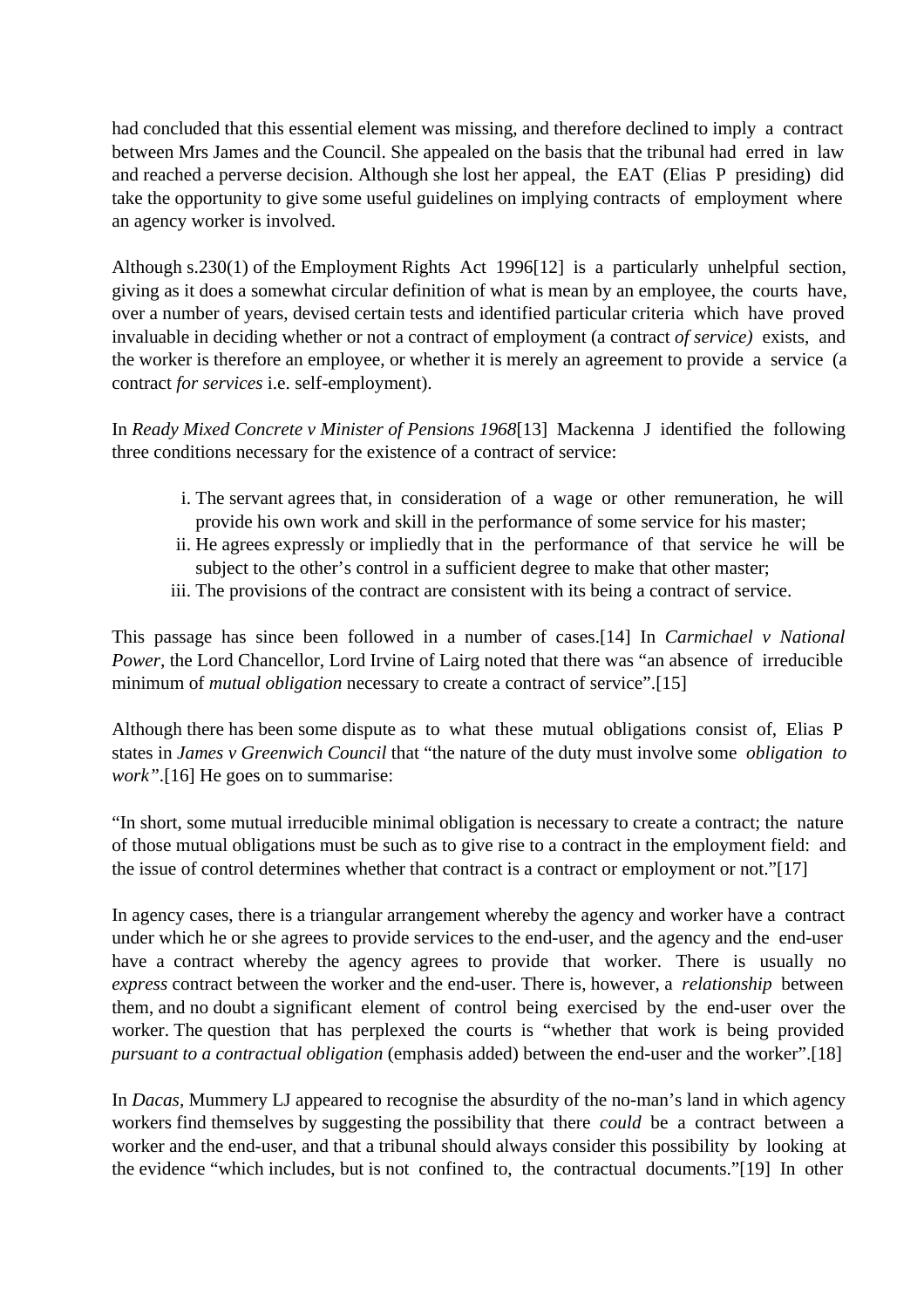had concluded that this essential element was missing, and therefore declined to imply a contract between Mrs James and the Council. She appealed on the basis that the tribunal had erred in law and reached a perverse decision. Although she lost her appeal, the EAT (Elias P presiding) did take the opportunity to give some useful guidelines on implying contracts of employment where an agency worker is involved.

Although s.230(1) of the Employment Rights Act 1996[12] is a particularly unhelpful section, giving as it does a somewhat circular definition of what is mean by an employee, the courts have, over a number of years, devised certain tests and identified particular criteria which have proved invaluable in deciding whether or not a contract of employment (a contract *of service)* exists, and the worker is therefore an employee, or whether it is merely an agreement to provide a service (a contract *for services* i.e. self-employment).

In *Ready Mixed Concrete v Minister of Pensions 1968*[13] Mackenna J identified the following three conditions necessary for the existence of a contract of service:

i. The servant agrees that, in consideration of a wage or other remuneration, he will provide his own work and skill in the performance of some service for his master;
ii. He agrees expressly or impliedly that in the performance of that service he will be subject to the other's control in a sufficient degree to make that other master;
iii. The provisions of the contract are consistent with its being a contract of service.

This passage has since been followed in a number of cases.[14] In *Carmichael v National Power,* the Lord Chancellor, Lord Irvine of Lairg noted that there was "an absence of irreducible minimum of *mutual obligation* necessary to create a contract of service".[15]

Although there has been some dispute as to what these mutual obligations consist of, Elias P states in *James v Greenwich Council* that "the nature of the duty must involve some *obligation to work"*.[16] He goes on to summarise:

"In short, some mutual irreducible minimal obligation is necessary to create a contract; the nature of those mutual obligations must be such as to give rise to a contract in the employment field: and the issue of control determines whether that contract is a contract or employment or not."[17]

In agency cases, there is a triangular arrangement whereby the agency and worker have a contract under which he or she agrees to provide services to the end-user, and the agency and the end-user have a contract whereby the agency agrees to provide that worker. There is usually no *express* contract between the worker and the end-user. There is, however, a *relationship* between them, and no doubt a significant element of control being exercised by the end-user over the worker. The question that has perplexed the courts is "whether that work is being provided *pursuant to a contractual obligation* (emphasis added) between the end-user and the worker".[18]

In *Dacas,* Mummery LJ appeared to recognise the absurdity of the no-man's land in which agency workers find themselves by suggesting the possibility that there *could* be a contract between a worker and the end-user, and that a tribunal should always consider this possibility by looking at the evidence "which includes, but is not confined to, the contractual documents."[19] In other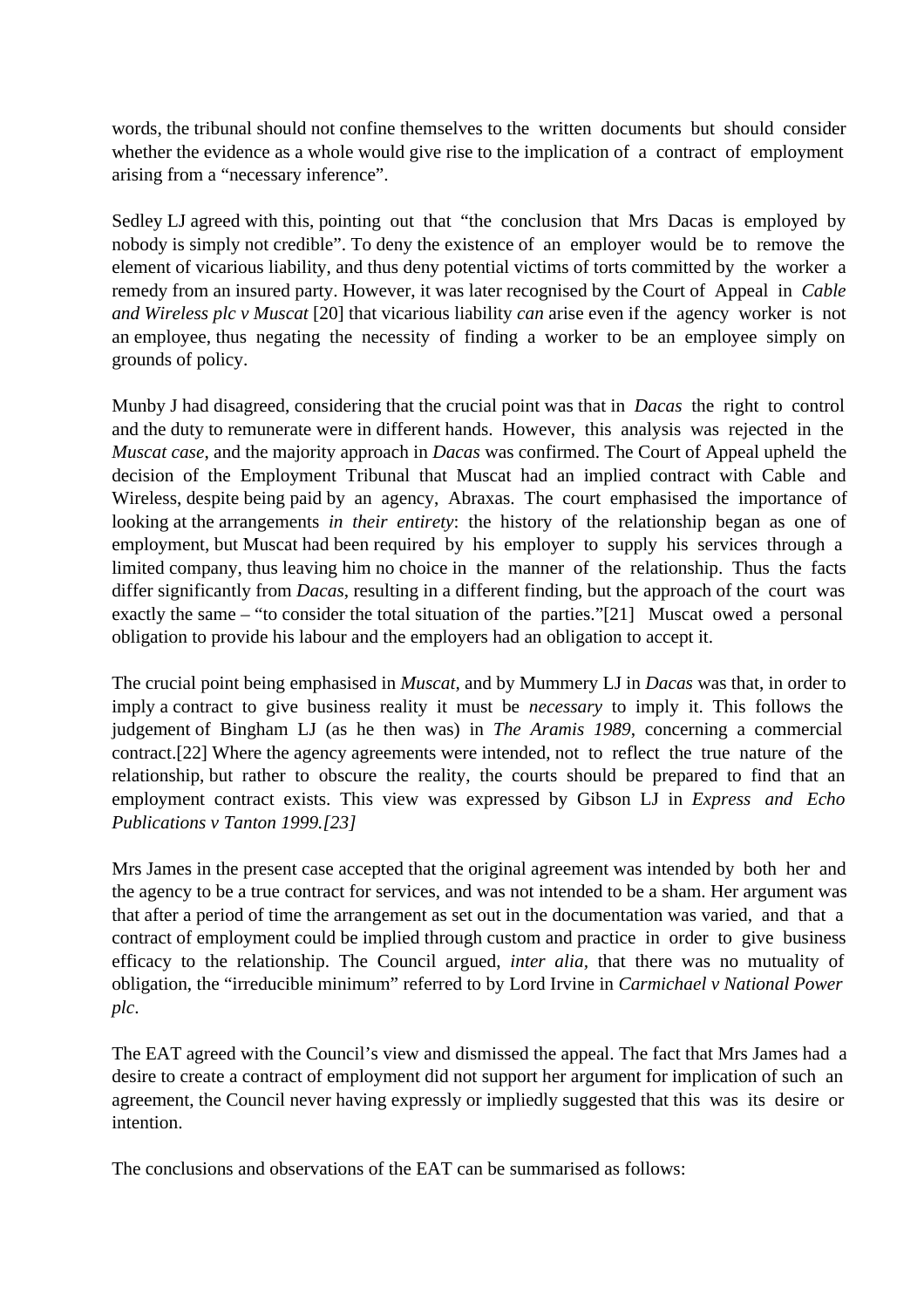words, the tribunal should not confine themselves to the written documents but should consider whether the evidence as a whole would give rise to the implication of a contract of employment arising from a "necessary inference".

Sedley LJ agreed with this, pointing out that "the conclusion that Mrs Dacas is employed by nobody is simply not credible". To deny the existence of an employer would be to remove the element of vicarious liability, and thus deny potential victims of torts committed by the worker a remedy from an insured party. However, it was later recognised by the Court of Appeal in *Cable and Wireless plc v Muscat* [20] that vicarious liability *can* arise even if the agency worker is not an employee, thus negating the necessity of finding a worker to be an employee simply on grounds of policy.

Munby J had disagreed, considering that the crucial point was that in *Dacas* the right to control and the duty to remunerate were in different hands. However, this analysis was rejected in the *Muscat case*, and the majority approach in *Dacas* was confirmed. The Court of Appeal upheld the decision of the Employment Tribunal that Muscat had an implied contract with Cable and Wireless, despite being paid by an agency, Abraxas. The court emphasised the importance of looking at the arrangements *in their entirety*: the history of the relationship began as one of employment, but Muscat had been required by his employer to supply his services through a limited company, thus leaving him no choice in the manner of the relationship. Thus the facts differ significantly from *Dacas*, resulting in a different finding, but the approach of the court was exactly the same – "to consider the total situation of the parties."[21] Muscat owed a personal obligation to provide his labour and the employers had an obligation to accept it.

The crucial point being emphasised in *Muscat*, and by Mummery LJ in *Dacas* was that, in order to imply a contract to give business reality it must be *necessary* to imply it. This follows the judgement of Bingham LJ (as he then was) in *The Aramis 1989*, concerning a commercial contract.[22] Where the agency agreements were intended, not to reflect the true nature of the relationship, but rather to obscure the reality, the courts should be prepared to find that an employment contract exists. This view was expressed by Gibson LJ in *Express and Echo Publications v Tanton 1999.[23]*

Mrs James in the present case accepted that the original agreement was intended by both her and the agency to be a true contract for services, and was not intended to be a sham. Her argument was that after a period of time the arrangement as set out in the documentation was varied, and that a contract of employment could be implied through custom and practice in order to give business efficacy to the relationship. The Council argued, *inter alia*, that there was no mutuality of obligation, the "irreducible minimum" referred to by Lord Irvine in *Carmichael v National Power plc*.

The EAT agreed with the Council's view and dismissed the appeal. The fact that Mrs James had a desire to create a contract of employment did not support her argument for implication of such an agreement, the Council never having expressly or impliedly suggested that this was its desire or intention.

The conclusions and observations of the EAT can be summarised as follows: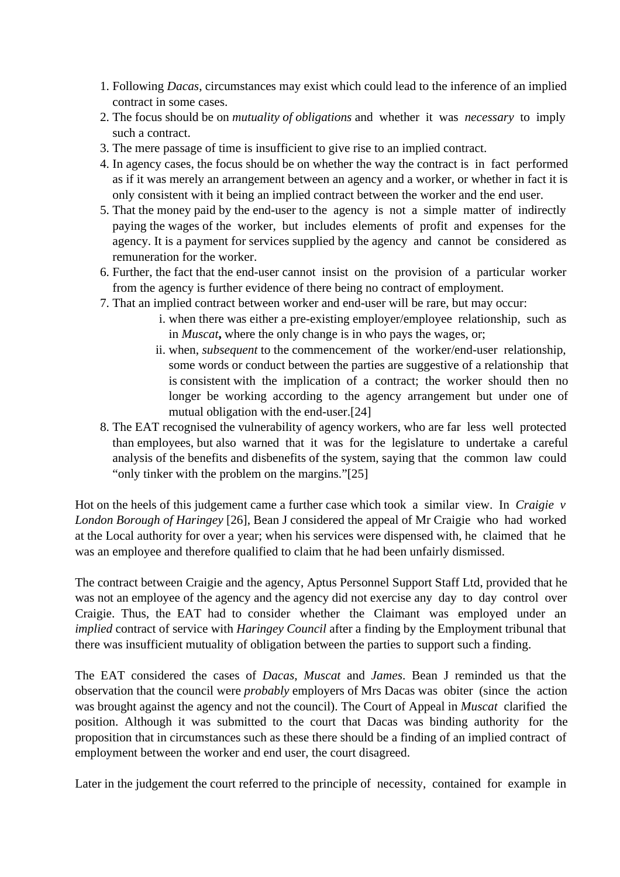1. Following *Dacas*, circumstances may exist which could lead to the inference of an implied contract in some cases.
2. The focus should be on *mutuality of obligations* and whether it was *necessary* to imply such a contract.
3. The mere passage of time is insufficient to give rise to an implied contract.
4. In agency cases, the focus should be on whether the way the contract is in fact performed as if it was merely an arrangement between an agency and a worker, or whether in fact it is only consistent with it being an implied contract between the worker and the end user.
5. That the money paid by the end-user to the agency is not a simple matter of indirectly paying the wages of the worker, but includes elements of profit and expenses for the agency. It is a payment for services supplied by the agency and cannot be considered as remuneration for the worker.
6. Further, the fact that the end-user cannot insist on the provision of a particular worker from the agency is further evidence of there being no contract of employment.
7. That an implied contract between worker and end-user will be rare, but may occur:
   1. when there was either a pre-existing employer/employee relationship, such as in *Muscat*, where the only change is in who pays the wages, or;
   2. when, *subsequent* to the commencement of the worker/end-user relationship, some words or conduct between the parties are suggestive of a relationship that is consistent with the implication of a contract; the worker should then no longer be working according to the agency arrangement but under one of mutual obligation with the end-user.[24]
8. The EAT recognised the vulnerability of agency workers, who are far less well protected than employees, but also warned that it was for the legislature to undertake a careful analysis of the benefits and disbenefits of the system, saying that the common law could "only tinker with the problem on the margins."[25]

Hot on the heels of this judgement came a further case which took a similar view. In *Craigie v London Borough of Haringey* [26], Bean J considered the appeal of Mr Craigie who had worked at the Local authority for over a year; when his services were dispensed with, he claimed that he was an employee and therefore qualified to claim that he had been unfairly dismissed.

The contract between Craigie and the agency, Aptus Personnel Support Staff Ltd, provided that he was not an employee of the agency and the agency did not exercise any day to day control over Craigie. Thus, the EAT had to consider whether the Claimant was employed under an *implied* contract of service with *Haringey Council* after a finding by the Employment tribunal that there was insufficient mutuality of obligation between the parties to support such a finding.

The EAT considered the cases of *Dacas*, *Muscat* and *James*. Bean J reminded us that the observation that the council were *probably* employers of Mrs Dacas was obiter (since the action was brought against the agency and not the council). The Court of Appeal in *Muscat* clarified the position. Although it was submitted to the court that Dacas was binding authority for the proposition that in circumstances such as these there should be a finding of an implied contract of employment between the worker and end user, the court disagreed.

Later in the judgement the court referred to the principle of necessity, contained for example in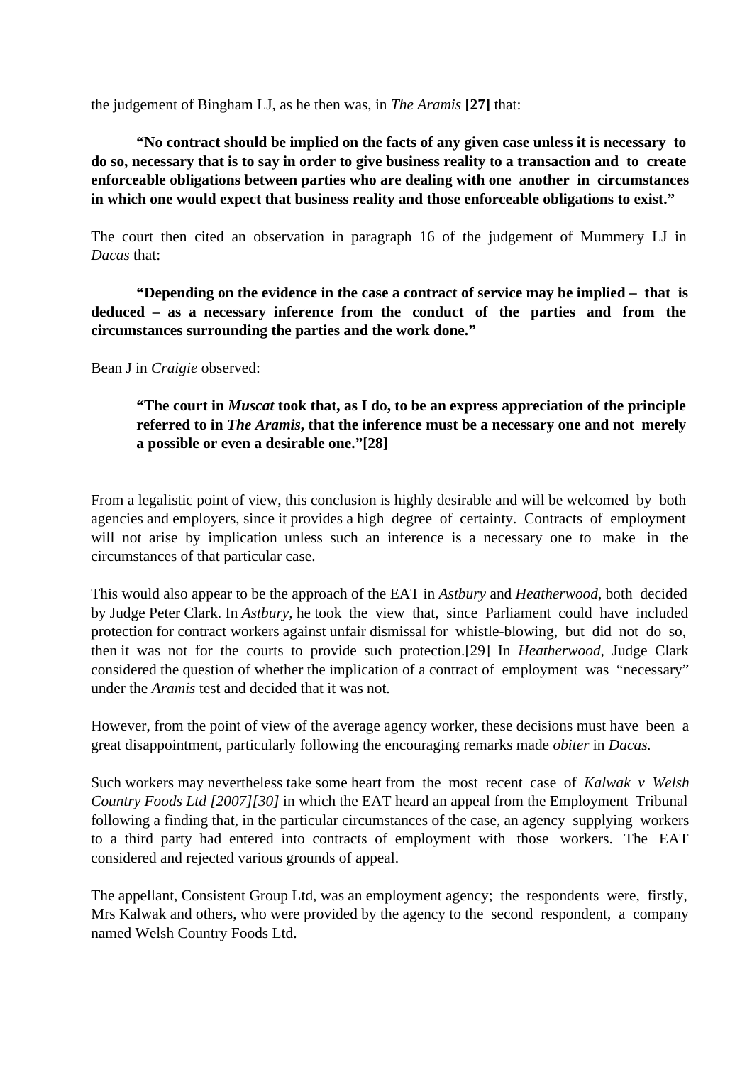the judgement of Bingham LJ, as he then was, in *The Aramis* **[27]** that:

> **"No contract should be implied on the facts of any given case unless it is necessary to do so, necessary that is to say in order to give business reality to a transaction and to create enforceable obligations between parties who are dealing with one another in circumstances in which one would expect that business reality and those enforceable obligations to exist."**

The court then cited an observation in paragraph 16 of the judgement of Mummery LJ in *Dacas* that:

> **"Depending on the evidence in the case a contract of service may be implied – that is deduced – as a necessary inference from the conduct of the parties and from the circumstances surrounding the parties and the work done."**

Bean J in *Craigie* observed:

> **"The court in *Muscat* took that, as I do, to be an express appreciation of the principle referred to in *The Aramis*, that the inference must be a necessary one and not merely a possible or even a desirable one."[28]**

From a legalistic point of view, this conclusion is highly desirable and will be welcomed by both agencies and employers, since it provides a high degree of certainty. Contracts of employment will not arise by implication unless such an inference is a necessary one to make in the circumstances of that particular case.

This would also appear to be the approach of the EAT in *Astbury* and *Heatherwood*, both decided by Judge Peter Clark. In *Astbury,* he took the view that, since Parliament could have included protection for contract workers against unfair dismissal for whistle-blowing, but did not do so, then it was not for the courts to provide such protection.[29] In *Heatherwood,* Judge Clark considered the question of whether the implication of a contract of employment was "necessary" under the *Aramis* test and decided that it was not.

However, from the point of view of the average agency worker, these decisions must have been a great disappointment, particularly following the encouraging remarks made *obiter* in *Dacas.*

Such workers may nevertheless take some heart from the most recent case of *Kalwak v Welsh Country Foods Ltd [2007][30]* in which the EAT heard an appeal from the Employment Tribunal following a finding that, in the particular circumstances of the case, an agency supplying workers to a third party had entered into contracts of employment with those workers. The EAT considered and rejected various grounds of appeal.

The appellant, Consistent Group Ltd, was an employment agency; the respondents were, firstly, Mrs Kalwak and others, who were provided by the agency to the second respondent, a company named Welsh Country Foods Ltd.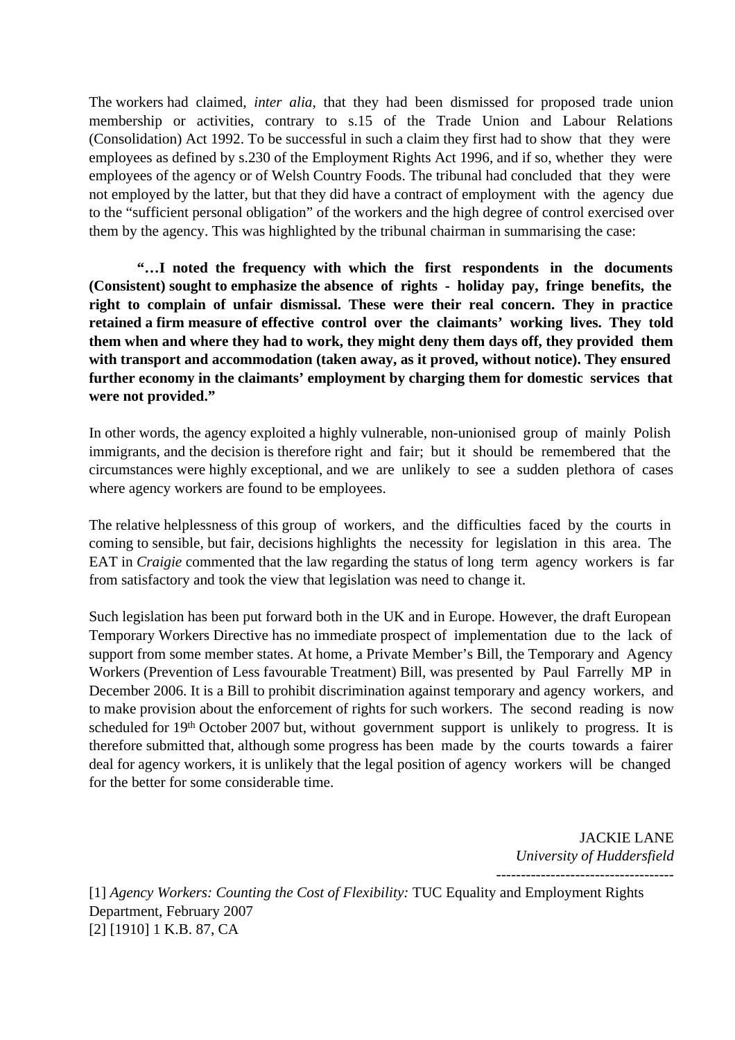The workers had claimed, *inter alia*, that they had been dismissed for proposed trade union membership or activities, contrary to s.15 of the Trade Union and Labour Relations (Consolidation) Act 1992. To be successful in such a claim they first had to show that they were employees as defined by s.230 of the Employment Rights Act 1996, and if so, whether they were employees of the agency or of Welsh Country Foods. The tribunal had concluded that they were not employed by the latter, but that they did have a contract of employment with the agency due to the "sufficient personal obligation" of the workers and the high degree of control exercised over them by the agency. This was highlighted by the tribunal chairman in summarising the case:

> **"…I noted the frequency with which the first respondents in the documents (Consistent) sought to emphasize the absence of rights - holiday pay, fringe benefits, the right to complain of unfair dismissal. These were their real concern. They in practice retained a firm measure of effective control over the claimants' working lives. They told them when and where they had to work, they might deny them days off, they provided them with transport and accommodation (taken away, as it proved, without notice). They ensured further economy in the claimants' employment by charging them for domestic services that were not provided."**

In other words, the agency exploited a highly vulnerable, non-unionised group of mainly Polish immigrants, and the decision is therefore right and fair; but it should be remembered that the circumstances were highly exceptional, and we are unlikely to see a sudden plethora of cases where agency workers are found to be employees.

The relative helplessness of this group of workers, and the difficulties faced by the courts in coming to sensible, but fair, decisions highlights the necessity for legislation in this area. The EAT in *Craigie* commented that the law regarding the status of long term agency workers is far from satisfactory and took the view that legislation was need to change it.

Such legislation has been put forward both in the UK and in Europe. However, the draft European Temporary Workers Directive has no immediate prospect of implementation due to the lack of support from some member states. At home, a Private Member's Bill, the Temporary and Agency Workers (Prevention of Less favourable Treatment) Bill, was presented by Paul Farrelly MP in December 2006. It is a Bill to prohibit discrimination against temporary and agency workers, and to make provision about the enforcement of rights for such workers. The second reading is now scheduled for 19th October 2007 but, without government support is unlikely to progress. It is therefore submitted that, although some progress has been made by the courts towards a fairer deal for agency workers, it is unlikely that the legal position of agency workers will be changed for the better for some considerable time.

JACKIE LANE
*University of Huddersfield*

---

[1] *Agency Workers: Counting the Cost of Flexibility:* TUC Equality and Employment Rights Department, February 2007

[2] [1910] 1 K.B. 87, CA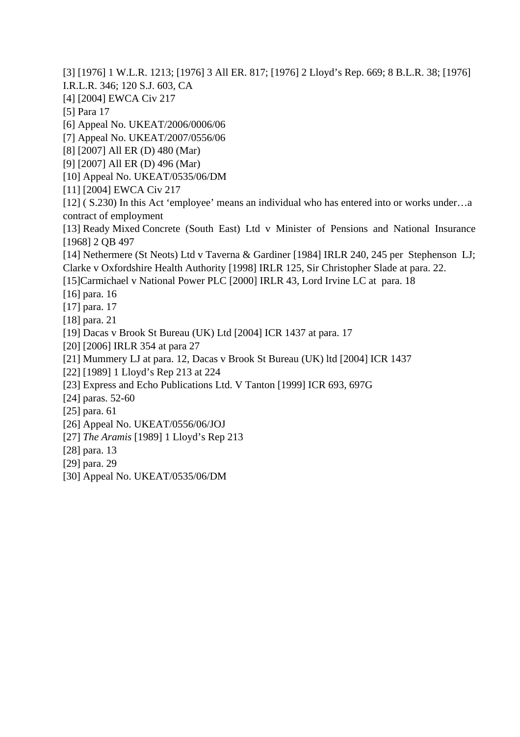[3] [1976] 1 W.L.R. 1213; [1976] 3 All ER. 817; [1976] 2 Lloyd's Rep. 669; 8 B.L.R. 38; [1976] I.R.L.R. 346; 120 S.J. 603, CA

[4] [2004] EWCA Civ 217

[5] Para 17

[6] Appeal No. UKEAT/2006/0006/06

[7] Appeal No. UKEAT/2007/0556/06

[8] [2007] All ER (D) 480 (Mar)

[9] [2007] All ER (D) 496 (Mar)

[10] Appeal No. UKEAT/0535/06/DM

[11] [2004] EWCA Civ 217

[12] ( S.230) In this Act 'employee' means an individual who has entered into or works under…a contract of employment

[13] Ready Mixed Concrete (South East) Ltd v Minister of Pensions and National Insurance [1968] 2 QB 497

[14] Nethermere (St Neots) Ltd v Taverna & Gardiner [1984] IRLR 240, 245 per Stephenson LJ; Clarke v Oxfordshire Health Authority [1998] IRLR 125, Sir Christopher Slade at para. 22.

[15]Carmichael v National Power PLC [2000] IRLR 43, Lord Irvine LC at para. 18

[16] para. 16

[17] para. 17

[18] para. 21

[19] Dacas v Brook St Bureau (UK) Ltd [2004] ICR 1437 at para. 17

[20] [2006] IRLR 354 at para 27

[21] Mummery LJ at para. 12, Dacas v Brook St Bureau (UK) ltd [2004] ICR 1437

[22] [1989] 1 Lloyd's Rep 213 at 224

[23] Express and Echo Publications Ltd. V Tanton [1999] ICR 693, 697G

[24] paras. 52-60

[25] para. 61

[26] Appeal No. UKEAT/0556/06/JOJ

[27] *The Aramis* [1989] 1 Lloyd's Rep 213

[28] para. 13

[29] para. 29

[30] Appeal No. UKEAT/0535/06/DM